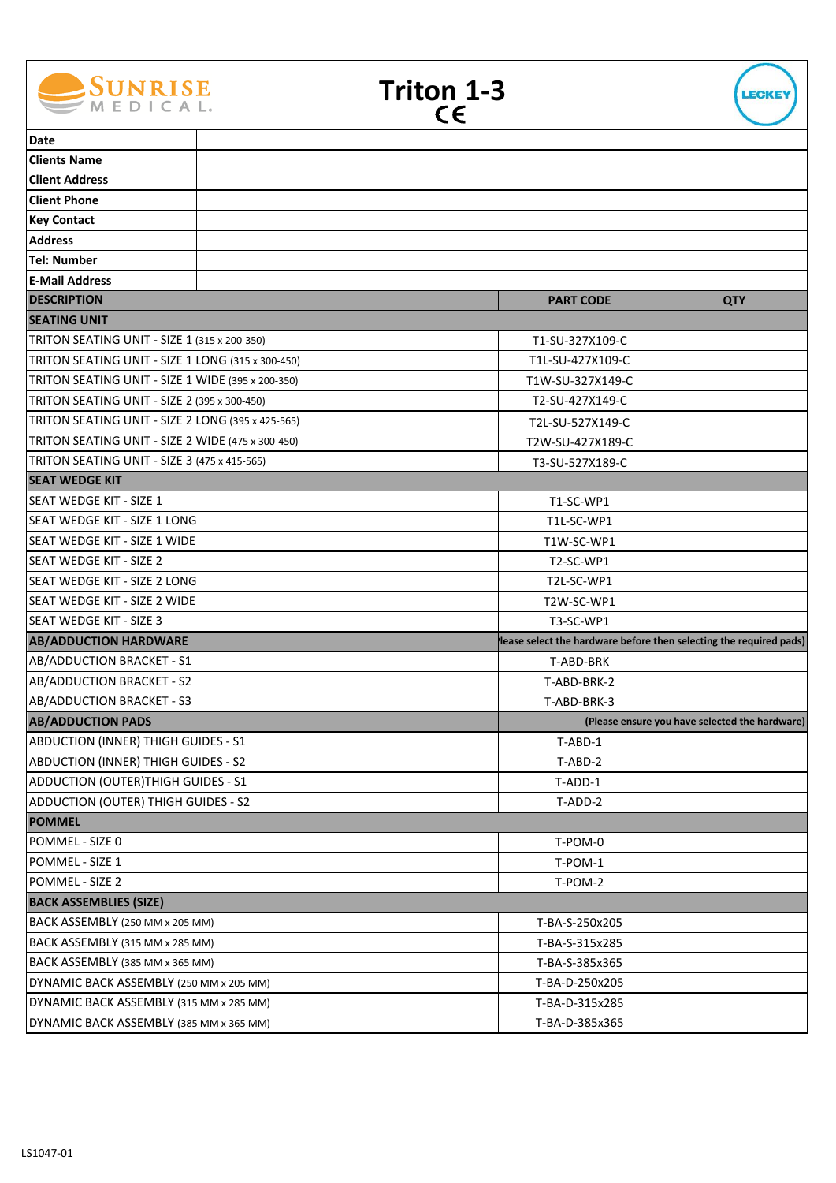# Triton 1-3

CE

| | |
|---|---|
| **Date** | |
| **Clients Name** | |
| **Client Address** | |
| **Client Phone** | |
| **Key Contact** | |
| **Address** | |
| **Tel: Number** | |
| **E-Mail Address** | |

| DESCRIPTION | PART CODE | QTY |
|---|---|---|
| **SEATING UNIT** | | |
| TRITON SEATING UNIT - SIZE 1 (315 x 200-350) | T1-SU-327X109-C | |
| TRITON SEATING UNIT - SIZE 1 LONG (315 x 300-450) | T1L-SU-427X109-C | |
| TRITON SEATING UNIT - SIZE 1 WIDE (395 x 200-350) | T1W-SU-327X149-C | |
| TRITON SEATING UNIT - SIZE 2 (395 x 300-450) | T2-SU-427X149-C | |
| TRITON SEATING UNIT - SIZE 2 LONG (395 x 425-565) | T2L-SU-527X149-C | |
| TRITON SEATING UNIT - SIZE 2 WIDE (475 x 300-450) | T2W-SU-427X189-C | |
| TRITON SEATING UNIT - SIZE 3 (475 x 415-565) | T3-SU-527X189-C | |
| **SEAT WEDGE KIT** | | |
| SEAT WEDGE KIT - SIZE 1 | T1-SC-WP1 | |
| SEAT WEDGE KIT - SIZE 1 LONG | T1L-SC-WP1 | |
| SEAT WEDGE KIT - SIZE 1 WIDE | T1W-SC-WP1 | |
| SEAT WEDGE KIT - SIZE 2 | T2-SC-WP1 | |
| SEAT WEDGE KIT - SIZE 2 LONG | T2L-SC-WP1 | |
| SEAT WEDGE KIT - SIZE 2 WIDE | T2W-SC-WP1 | |
| SEAT WEDGE KIT - SIZE 3 | T3-SC-WP1 | |
| **AB/ADDUCTION HARDWARE** | **lease select the hardware before then selecting the required pads)** | |
| AB/ADDUCTION BRACKET - S1 | T-ABD-BRK | |
| AB/ADDUCTION BRACKET - S2 | T-ABD-BRK-2 | |
| AB/ADDUCTION BRACKET - S3 | T-ABD-BRK-3 | |
| **AB/ADDUCTION PADS** | **(Please ensure you have selected the hardware)** | |
| ABDUCTION (INNER) THIGH GUIDES - S1 | T-ABD-1 | |
| ABDUCTION (INNER) THIGH GUIDES - S2 | T-ABD-2 | |
| ADDUCTION (OUTER)THIGH GUIDES - S1 | T-ADD-1 | |
| ADDUCTION (OUTER) THIGH GUIDES - S2 | T-ADD-2 | |
| **POMMEL** | | |
| POMMEL - SIZE 0 | T-POM-0 | |
| POMMEL - SIZE 1 | T-POM-1 | |
| POMMEL - SIZE 2 | T-POM-2 | |
| **BACK ASSEMBLIES (SIZE)** | | |
| BACK ASSEMBLY (250 MM x 205 MM) | T-BA-S-250x205 | |
| BACK ASSEMBLY (315 MM x 285 MM) | T-BA-S-315x285 | |
| BACK ASSEMBLY (385 MM x 365 MM) | T-BA-S-385x365 | |
| DYNAMIC BACK ASSEMBLY (250 MM x 205 MM) | T-BA-D-250x205 | |
| DYNAMIC BACK ASSEMBLY (315 MM x 285 MM) | T-BA-D-315x285 | |
| DYNAMIC BACK ASSEMBLY (385 MM x 365 MM) | T-BA-D-385x365 | |

LS1047-01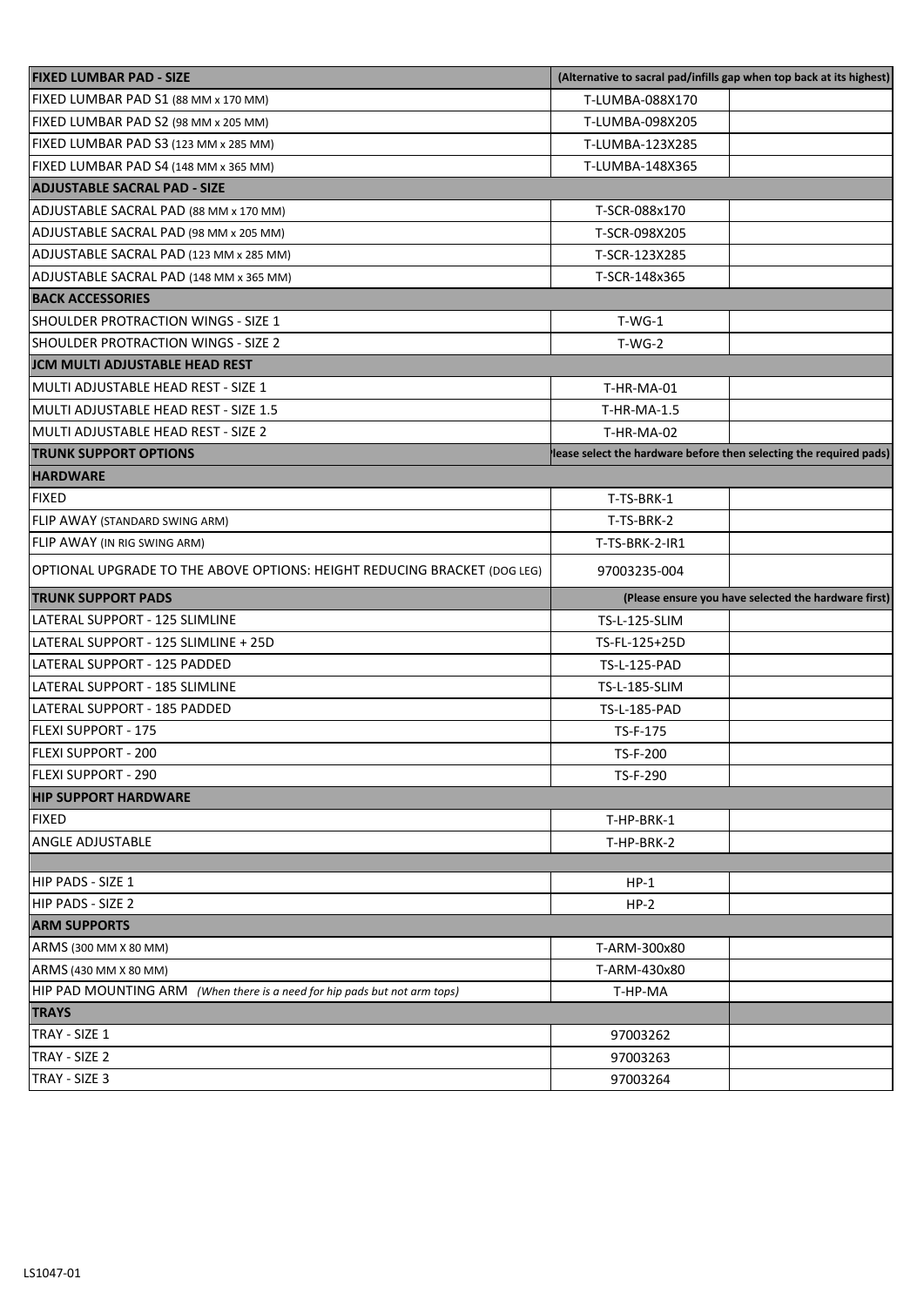| **FIXED LUMBAR PAD - SIZE** | **(Alternative to sacral pad/infills gap when top back at its highest)** | |
|---|---|---|
| FIXED LUMBAR PAD S1 (88 MM x 170 MM) | T-LUMBA-088X170 | |
| FIXED LUMBAR PAD S2 (98 MM x 205 MM) | T-LUMBA-098X205 | |
| FIXED LUMBAR PAD S3 (123 MM x 285 MM) | T-LUMBA-123X285 | |
| FIXED LUMBAR PAD S4 (148 MM x 365 MM) | T-LUMBA-148X365 | |
| **ADJUSTABLE SACRAL PAD - SIZE** | | |
| ADJUSTABLE SACRAL PAD (88 MM x 170 MM) | T-SCR-088x170 | |
| ADJUSTABLE SACRAL PAD (98 MM x 205 MM) | T-SCR-098X205 | |
| ADJUSTABLE SACRAL PAD (123 MM x 285 MM) | T-SCR-123X285 | |
| ADJUSTABLE SACRAL PAD (148 MM x 365 MM) | T-SCR-148x365 | |
| **BACK ACCESSORIES** | | |
| SHOULDER PROTRACTION WINGS - SIZE 1 | T-WG-1 | |
| SHOULDER PROTRACTION WINGS - SIZE 2 | T-WG-2 | |
| **JCM MULTI ADJUSTABLE HEAD REST** | | |
| MULTI ADJUSTABLE HEAD REST - SIZE 1 | T-HR-MA-01 | |
| MULTI ADJUSTABLE HEAD REST - SIZE 1.5 | T-HR-MA-1.5 | |
| MULTI ADJUSTABLE HEAD REST - SIZE 2 | T-HR-MA-02 | |
| **TRUNK SUPPORT OPTIONS** | **Please select the hardware before then selecting the required pads)** | |
| **HARDWARE** | | |
| FIXED | T-TS-BRK-1 | |
| FLIP AWAY (STANDARD SWING ARM) | T-TS-BRK-2 | |
| FLIP AWAY (IN RIG SWING ARM) | T-TS-BRK-2-IR1 | |
| OPTIONAL UPGRADE TO THE ABOVE OPTIONS: HEIGHT REDUCING BRACKET (DOG LEG) | 97003235-004 | |
| **TRUNK SUPPORT PADS** | **(Please ensure you have selected the hardware first)** | |
| LATERAL SUPPORT - 125 SLIMLINE | TS-L-125-SLIM | |
| LATERAL SUPPORT - 125 SLIMLINE + 25D | TS-FL-125+25D | |
| LATERAL SUPPORT - 125 PADDED | TS-L-125-PAD | |
| LATERAL SUPPORT - 185 SLIMLINE | TS-L-185-SLIM | |
| LATERAL SUPPORT - 185 PADDED | TS-L-185-PAD | |
| FLEXI SUPPORT - 175 | TS-F-175 | |
| FLEXI SUPPORT - 200 | TS-F-200 | |
| FLEXI SUPPORT - 290 | TS-F-290 | |
| **HIP SUPPORT HARDWARE** | | |
| FIXED | T-HP-BRK-1 | |
| ANGLE ADJUSTABLE | T-HP-BRK-2 | |
| | | |
| HIP PADS - SIZE 1 | HP-1 | |
| HIP PADS - SIZE 2 | HP-2 | |
| **ARM SUPPORTS** | | |
| ARMS (300 MM X 80 MM) | T-ARM-300x80 | |
| ARMS (430 MM X 80 MM) | T-ARM-430x80 | |
| HIP PAD MOUNTING ARM *(When there is a need for hip pads but not arm tops)* | T-HP-MA | |
| **TRAYS** | | |
| TRAY - SIZE 1 | 97003262 | |
| TRAY - SIZE 2 | 97003263 | |
| TRAY - SIZE 3 | 97003264 | |

LS1047-01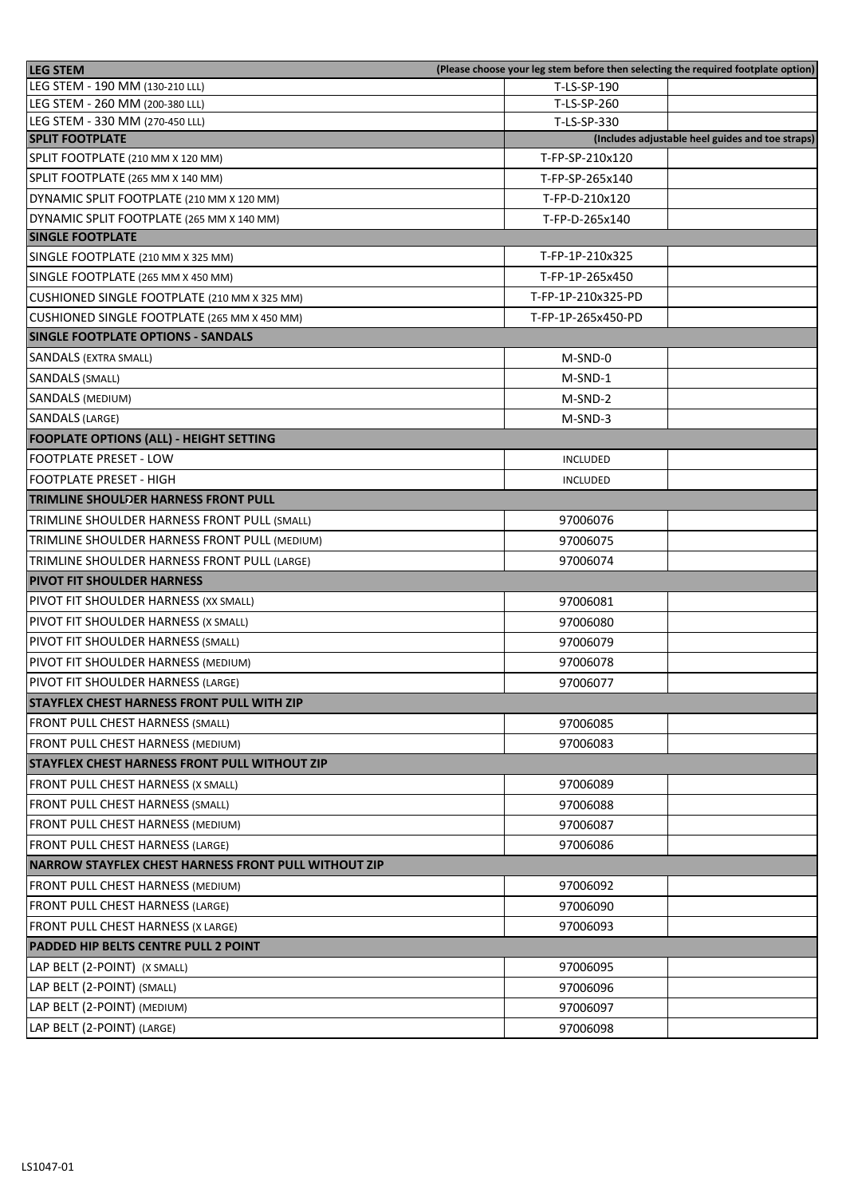| LEG STEM | (Please choose your leg stem before then selecting the required footplate option) | |
|---|---|---|
| LEG STEM - 190 MM (130-210 LLL) | T-LS-SP-190 | |
| LEG STEM - 260 MM (200-380 LLL) | T-LS-SP-260 | |
| LEG STEM - 330 MM (270-450 LLL) | T-LS-SP-330 | |
| **SPLIT FOOTPLATE** | **(Includes adjustable heel guides and toe straps)** | |
| SPLIT FOOTPLATE (210 MM X 120 MM) | T-FP-SP-210x120 | |
| SPLIT FOOTPLATE (265 MM X 140 MM) | T-FP-SP-265x140 | |
| DYNAMIC SPLIT FOOTPLATE (210 MM X 120 MM) | T-FP-D-210x120 | |
| DYNAMIC SPLIT FOOTPLATE (265 MM X 140 MM) | T-FP-D-265x140 | |
| **SINGLE FOOTPLATE** | | |
| SINGLE FOOTPLATE (210 MM X 325 MM) | T-FP-1P-210x325 | |
| SINGLE FOOTPLATE (265 MM X 450 MM) | T-FP-1P-265x450 | |
| CUSHIONED SINGLE FOOTPLATE (210 MM X 325 MM) | T-FP-1P-210x325-PD | |
| CUSHIONED SINGLE FOOTPLATE (265 MM X 450 MM) | T-FP-1P-265x450-PD | |
| **SINGLE FOOTPLATE OPTIONS - SANDALS** | | |
| SANDALS (EXTRA SMALL) | M-SND-0 | |
| SANDALS (SMALL) | M-SND-1 | |
| SANDALS (MEDIUM) | M-SND-2 | |
| SANDALS (LARGE) | M-SND-3 | |
| **FOOPLATE OPTIONS (ALL) - HEIGHT SETTING** | | |
| FOOTPLATE PRESET - LOW | INCLUDED | |
| FOOTPLATE PRESET - HIGH | INCLUDED | |
| **TRIMLINE SHOULDER HARNESS FRONT PULL** | | |
| TRIMLINE SHOULDER HARNESS FRONT PULL (SMALL) | 97006076 | |
| TRIMLINE SHOULDER HARNESS FRONT PULL (MEDIUM) | 97006075 | |
| TRIMLINE SHOULDER HARNESS FRONT PULL (LARGE) | 97006074 | |
| **PIVOT FIT SHOULDER HARNESS** | | |
| PIVOT FIT SHOULDER HARNESS (XX SMALL) | 97006081 | |
| PIVOT FIT SHOULDER HARNESS (X SMALL) | 97006080 | |
| PIVOT FIT SHOULDER HARNESS (SMALL) | 97006079 | |
| PIVOT FIT SHOULDER HARNESS (MEDIUM) | 97006078 | |
| PIVOT FIT SHOULDER HARNESS (LARGE) | 97006077 | |
| **STAYFLEX CHEST HARNESS FRONT PULL WITH ZIP** | | |
| FRONT PULL CHEST HARNESS (SMALL) | 97006085 | |
| FRONT PULL CHEST HARNESS (MEDIUM) | 97006083 | |
| **STAYFLEX CHEST HARNESS FRONT PULL WITHOUT ZIP** | | |
| FRONT PULL CHEST HARNESS (X SMALL) | 97006089 | |
| FRONT PULL CHEST HARNESS (SMALL) | 97006088 | |
| FRONT PULL CHEST HARNESS (MEDIUM) | 97006087 | |
| FRONT PULL CHEST HARNESS (LARGE) | 97006086 | |
| **NARROW STAYFLEX CHEST HARNESS FRONT PULL WITHOUT ZIP** | | |
| FRONT PULL CHEST HARNESS (MEDIUM) | 97006092 | |
| FRONT PULL CHEST HARNESS (LARGE) | 97006090 | |
| FRONT PULL CHEST HARNESS (X LARGE) | 97006093 | |
| **PADDED HIP BELTS CENTRE PULL 2 POINT** | | |
| LAP BELT (2-POINT) (X SMALL) | 97006095 | |
| LAP BELT (2-POINT) (SMALL) | 97006096 | |
| LAP BELT (2-POINT) (MEDIUM) | 97006097 | |
| LAP BELT (2-POINT) (LARGE) | 97006098 | |

LS1047-01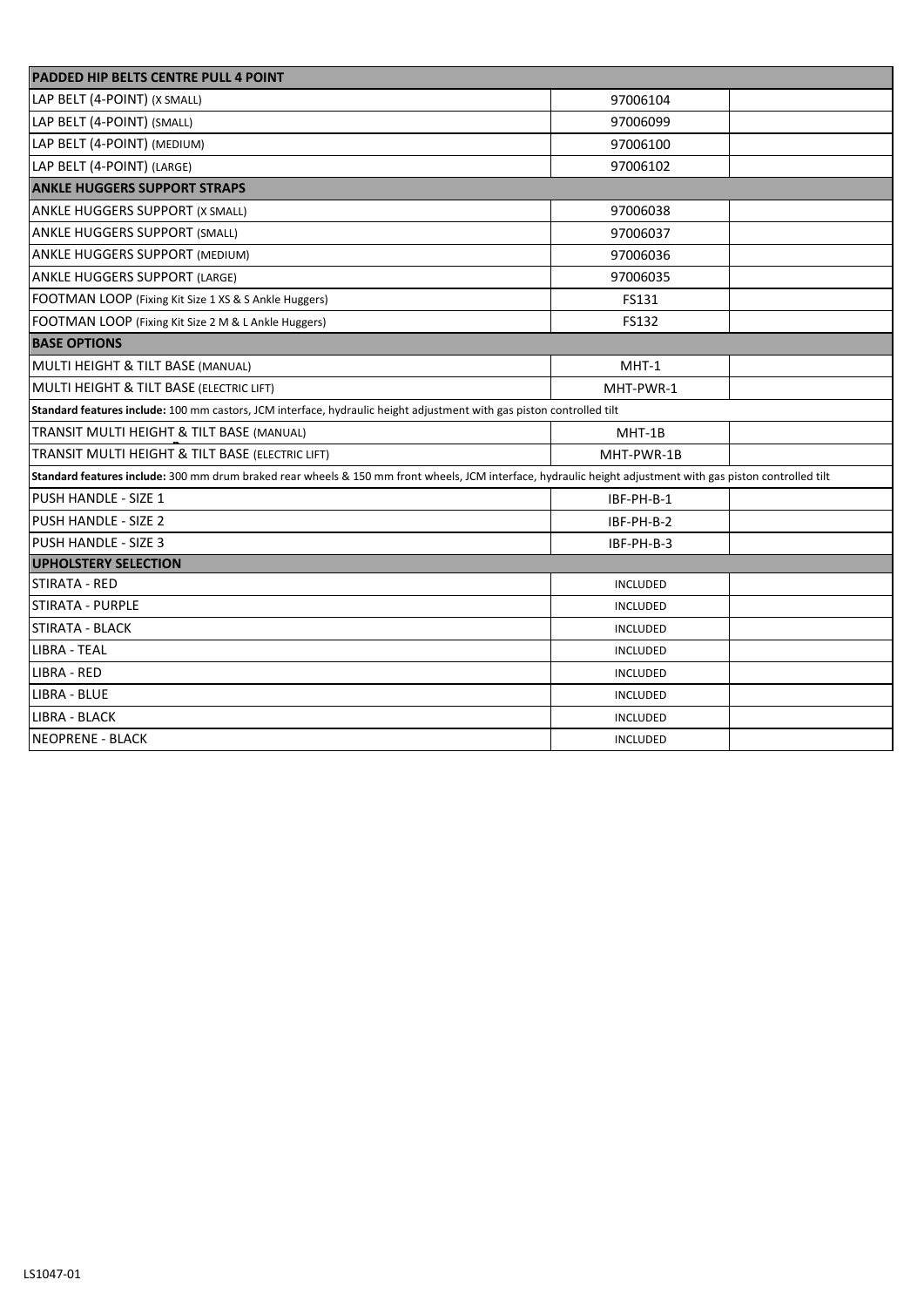| | | |
|---|---|---|
| **PADDED HIP BELTS CENTRE PULL 4 POINT** | | |
| LAP BELT (4-POINT) (X SMALL) | 97006104 | |
| LAP BELT (4-POINT) (SMALL) | 97006099 | |
| LAP BELT (4-POINT) (MEDIUM) | 97006100 | |
| LAP BELT (4-POINT) (LARGE) | 97006102 | |
| **ANKLE HUGGERS SUPPORT STRAPS** | | |
| ANKLE HUGGERS SUPPORT (X SMALL) | 97006038 | |
| ANKLE HUGGERS SUPPORT (SMALL) | 97006037 | |
| ANKLE HUGGERS SUPPORT (MEDIUM) | 97006036 | |
| ANKLE HUGGERS SUPPORT (LARGE) | 97006035 | |
| FOOTMAN LOOP (Fixing Kit Size 1 XS & S Ankle Huggers) | FS131 | |
| FOOTMAN LOOP (Fixing Kit Size 2 M & L Ankle Huggers) | FS132 | |
| **BASE OPTIONS** | | |
| MULTI HEIGHT & TILT BASE (MANUAL) | MHT-1 | |
| MULTI HEIGHT & TILT BASE (ELECTRIC LIFT) | MHT-PWR-1 | |
| **Standard features include:** 100 mm castors, JCM interface, hydraulic height adjustment with gas piston controlled tilt | | |
| TRANSIT MULTI HEIGHT & TILT BASE (MANUAL) | MHT-1B | |
| TRANSIT MULTI HEIGHT & TILT BASE (ELECTRIC LIFT) | MHT-PWR-1B | |
| **Standard features include:** 300 mm drum braked rear wheels & 150 mm front wheels, JCM interface, hydraulic height adjustment with gas piston controlled tilt | | |
| PUSH HANDLE - SIZE 1 | IBF-PH-B-1 | |
| PUSH HANDLE - SIZE 2 | IBF-PH-B-2 | |
| PUSH HANDLE - SIZE 3 | IBF-PH-B-3 | |
| **UPHOLSTERY SELECTION** | | |
| STIRATA - RED | INCLUDED | |
| STIRATA - PURPLE | INCLUDED | |
| STIRATA - BLACK | INCLUDED | |
| LIBRA - TEAL | INCLUDED | |
| LIBRA - RED | INCLUDED | |
| LIBRA - BLUE | INCLUDED | |
| LIBRA - BLACK | INCLUDED | |
| NEOPRENE - BLACK | INCLUDED | |

LS1047-01